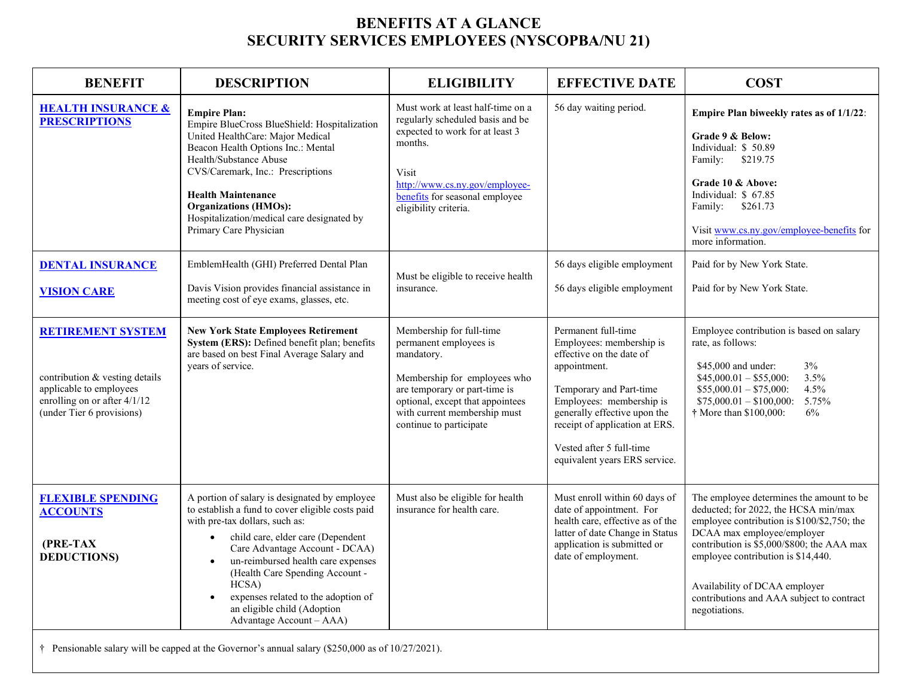# BENEFITS AT A GLANCE
# SECURITY SERVICES EMPLOYEES (NYSCOPBA/NU 21)

| BENEFIT | DESCRIPTION | ELIGIBILITY | EFFECTIVE DATE | COST |
|---|---|---|---|---|
| **HEALTH INSURANCE & PRESCRIPTIONS** | **Empire Plan:** Empire BlueCross BlueShield: Hospitalization United HealthCare: Major Medical Beacon Health Options Inc.: Mental Health/Substance Abuse CVS/Caremark, Inc.: Prescriptions<br><br>**Health Maintenance Organizations (HMOs):** Hospitalization/medical care designated by Primary Care Physician | Must work at least half-time on a regularly scheduled basis and be expected to work for at least 3 months.<br><br>Visit http://www.cs.ny.gov/employee-benefits for seasonal employee eligibility criteria. | 56 day waiting period. | **Empire Plan biweekly rates as of 1/1/22**:<br><br>**Grade 9 & Below:**<br>Individual: $ 50.89<br>Family: $219.75<br><br>**Grade 10 & Above:**<br>Individual: $ 67.85<br>Family: $261.73<br><br>Visit www.cs.ny.gov/employee-benefits for more information. |
| **DENTAL INSURANCE** | EmblemHealth (GHI) Preferred Dental Plan | Must be eligible to receive health insurance. | 56 days eligible employment | Paid for by New York State. |
| **VISION CARE** | Davis Vision provides financial assistance in meeting cost of eye exams, glasses, etc. | | 56 days eligible employment | Paid for by New York State. |
| **RETIREMENT SYSTEM**<br><br>contribution & vesting details applicable to employees enrolling on or after 4/1/12 (under Tier 6 provisions) | **New York State Employees Retirement System (ERS):** Defined benefit plan; benefits are based on best Final Average Salary and years of service. | Membership for full-time permanent employees is mandatory.<br><br>Membership for employees who are temporary or part-time is optional, except that appointees with current membership must continue to participate | Permanent full-time Employees: membership is effective on the date of appointment.<br><br>Temporary and Part-time Employees: membership is generally effective upon the receipt of application at ERS.<br><br>Vested after 5 full-time equivalent years ERS service. | Employee contribution is based on salary rate, as follows:<br><br>$45,000 and under: 3%<br>$45,000.01 – $55,000: 3.5%<br>$55,000.01 – $75,000: 4.5%<br>$75,000.01 – $100,000: 5.75%<br>† More than $100,000: 6% |
| **FLEXIBLE SPENDING ACCOUNTS**<br><br>**(PRE-TAX DEDUCTIONS)** | A portion of salary is designated by employee to establish a fund to cover eligible costs paid with pre-tax dollars, such as:<br>• child care, elder care (Dependent Care Advantage Account - DCAA)<br>• un-reimbursed health care expenses (Health Care Spending Account - HCSA)<br>• expenses related to the adoption of an eligible child (Adoption Advantage Account – AAA) | Must also be eligible for health insurance for health care. | Must enroll within 60 days of date of appointment. For health care, effective as of the latter of date Change in Status application is submitted or date of employment. | The employee determines the amount to be deducted; for 2022, the HCSA min/max employee contribution is $100/$2,750; the DCAA max employee/employer contribution is $5,000/$800; the AAA max employee contribution is $14,440.<br><br>Availability of DCAA employer contributions and AAA subject to contract negotiations. |

† Pensionable salary will be capped at the Governor's annual salary ($250,000 as of 10/27/2021).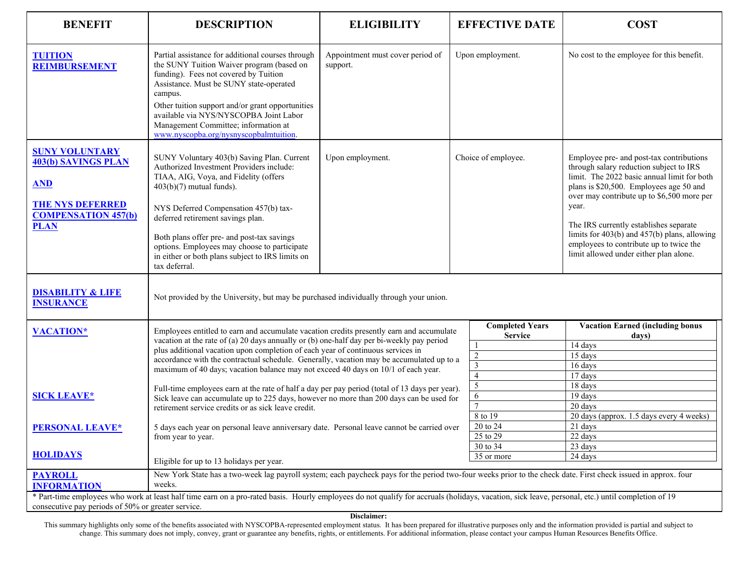| BENEFIT | DESCRIPTION | ELIGIBILITY | EFFECTIVE DATE | COST |
|---|---|---|---|---|
| **TUITION REIMBURSEMENT** | Partial assistance for additional courses through the SUNY Tuition Waiver program (based on funding). Fees not covered by Tuition Assistance. Must be SUNY state-operated campus.<br><br>Other tuition support and/or grant opportunities available via NYS/NYSCOPBA Joint Labor Management Committee; information at www.nyscopba.org/nysnyscopbalmtuition. | Appointment must cover period of support. | Upon employment. | No cost to the employee for this benefit. |
| **SUNY VOLUNTARY 403(b) SAVINGS PLAN**<br><br>**AND**<br><br>**THE NYS DEFERRED COMPENSATION 457(b) PLAN** | SUNY Voluntary 403(b) Saving Plan. Current Authorized Investment Providers include: TIAA, AIG, Voya, and Fidelity (offers 403(b)(7) mutual funds).<br><br>NYS Deferred Compensation 457(b) tax-deferred retirement savings plan.<br><br>Both plans offer pre- and post-tax savings options. Employees may choose to participate in either or both plans subject to IRS limits on tax deferral. | Upon employment. | Choice of employee. | Employee pre- and post-tax contributions through salary reduction subject to IRS limit. The 2022 basic annual limit for both plans is $20,500. Employees age 50 and over may contribute up to $6,500 more per year.<br><br>The IRS currently establishes separate limits for 403(b) and 457(b) plans, allowing employees to contribute up to twice the limit allowed under either plan alone. |
| **DISABILITY & LIFE INSURANCE** | Not provided by the University, but may be purchased individually through your union. | | | |
| **VACATION*** | Employees entitled to earn and accumulate vacation credits presently earn and accumulate vacation at the rate of (a) 20 days annually or (b) one-half day per bi-weekly pay period plus additional vacation upon completion of each year of continuous services in accordance with the contractual schedule. Generally, vacation may be accumulated up to a maximum of 40 days; vacation balance may not exceed 40 days on 10/1 of each year. | | | |
| **SICK LEAVE*** | Full-time employees earn at the rate of half a day per pay period (total of 13 days per year). Sick leave can accumulate up to 225 days, however no more than 200 days can be used for retirement service credits or as sick leave credit. | | | |
| **PERSONAL LEAVE*** | 5 days each year on personal leave anniversary date. Personal leave cannot be carried over from year to year. | | | |
| **HOLIDAYS** | Eligible for up to 13 holidays per year. | | | |
| **PAYROLL INFORMATION** | New York State has a two-week lag payroll system; each paycheck pays for the period two-four weeks prior to the check date. First check issued in approx. four weeks. | | | |

| Completed Years Service | Vacation Earned (including bonus days) |
|---|---|
| 1 | 14 days |
| 2 | 15 days |
| 3 | 16 days |
| 4 | 17 days |
| 5 | 18 days |
| 6 | 19 days |
| 7 | 20 days |
| 8 to 19 | 20 days (approx. 1.5 days every 4 weeks) |
| 20 to 24 | 21 days |
| 25 to 29 | 22 days |
| 30 to 34 | 23 days |
| 35 or more | 24 days |

* Part-time employees who work at least half time earn on a pro-rated basis. Hourly employees do not qualify for accruals (holidays, vacation, sick leave, personal, etc.) until completion of 19 consecutive pay periods of 50% or greater service.

**Disclaimer:**

This summary highlights only some of the benefits associated with NYSCOPBA-represented employment status. It has been prepared for illustrative purposes only and the information provided is partial and subject to change. This summary does not imply, convey, grant or guarantee any benefits, rights, or entitlements. For additional information, please contact your campus Human Resources Benefits Office.